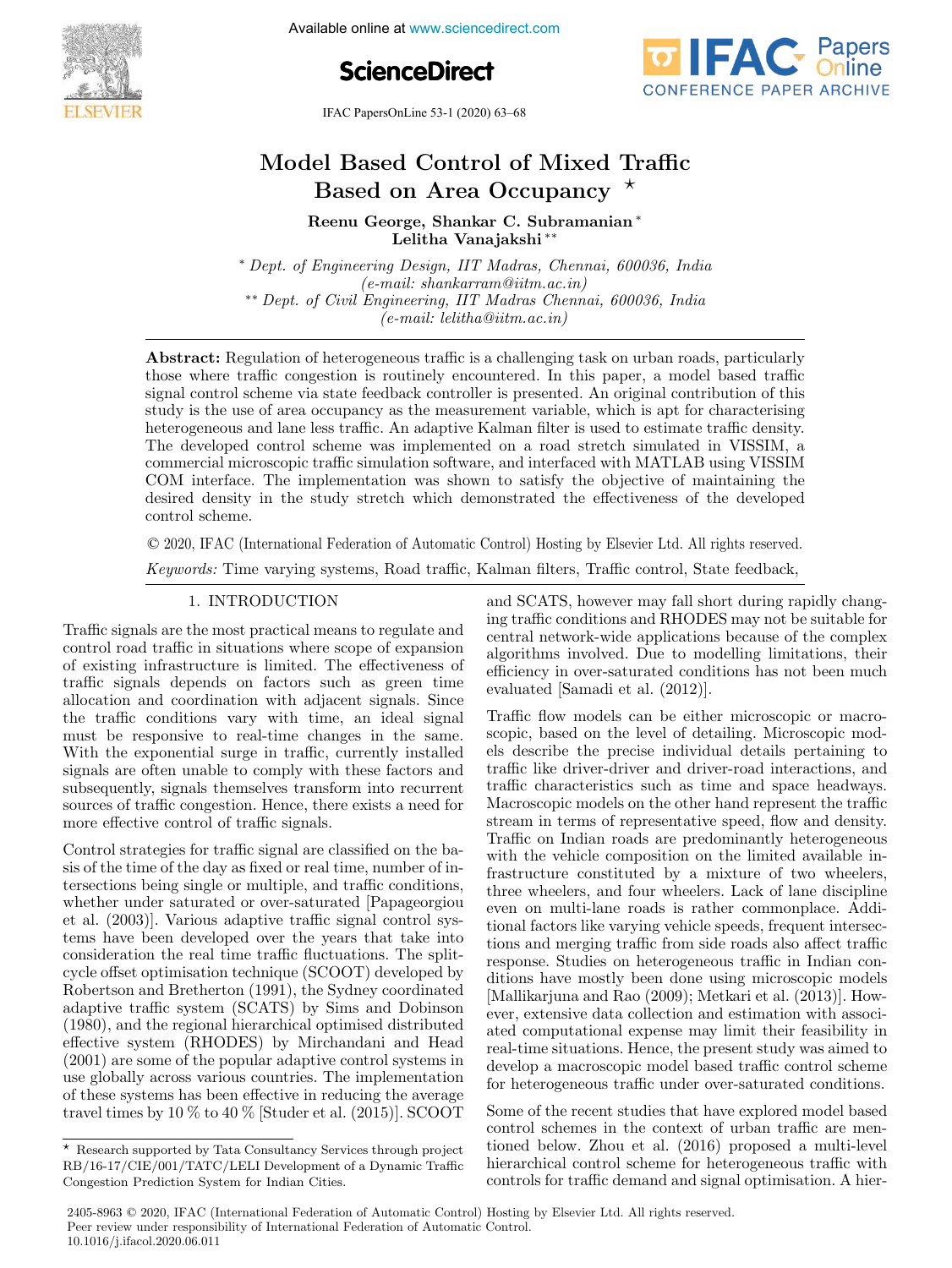# Model Based Control of Mixed Traffic Based on Area Occupancy ⋆

**Reenu George, Shankar C. Subramanian [*]**
**Lelitha Vanajakshi [**]**

[*] *Dept. of Engineering Design, IIT Madras, Chennai, 600036, India (e-mail: shankarram@iitm.ac.in)*
[**] *Dept. of Civil Engineering, IIT Madras Chennai, 600036, India (e-mail: lelitha@iitm.ac.in)*

**Abstract:** Regulation of heterogeneous traffic is a challenging task on urban roads, particularly those where traffic congestion is routinely encountered. In this paper, a model based traffic signal control scheme via state feedback controller is presented. An original contribution of this study is the use of area occupancy as the measurement variable, which is apt for characterising heterogeneous and lane less traffic. An adaptive Kalman filter is used to estimate traffic density. The developed control scheme was implemented on a road stretch simulated in VISSIM, a commercial microscopic traffic simulation software, and interfaced with MATLAB using VISSIM COM interface. The implementation was shown to satisfy the objective of maintaining the desired density in the study stretch which demonstrated the effectiveness of the developed control scheme.

© 2020, IFAC (International Federation of Automatic Control) Hosting by Elsevier Ltd. All rights reserved.

*Keywords:* Time varying systems, Road traffic, Kalman filters, Traffic control, State feedback,

## 1. INTRODUCTION

Traffic signals are the most practical means to regulate and control road traffic in situations where scope of expansion of existing infrastructure is limited. The effectiveness of traffic signals depends on factors such as green time allocation and coordination with adjacent signals. Since the traffic conditions vary with time, an ideal signal must be responsive to real-time changes in the same. With the exponential surge in traffic, currently installed signals are often unable to comply with these factors and subsequently, signals themselves transform into recurrent sources of traffic congestion. Hence, there exists a need for more effective control of traffic signals.

Control strategies for traffic signal are classified on the basis of the time of the day as fixed or real time, number of intersections being single or multiple, and traffic conditions, whether under saturated or over-saturated [Papageorgiou et al. (2003)]. Various adaptive traffic signal control systems have been developed over the years that take into consideration the real time traffic fluctuations. The split-cycle offset optimisation technique (SCOOT) developed by Robertson and Bretherton (1991), the Sydney coordinated adaptive traffic system (SCATS) by Sims and Dobinson (1980), and the regional hierarchical optimised distributed effective system (RHODES) by Mirchandani and Head (2001) are some of the popular adaptive control systems in use globally across various countries. The implementation of these systems has been effective in reducing the average travel times by 10 % to 40 % [Studer et al. (2015)]. SCOOT and SCATS, however may fall short during rapidly changing traffic conditions and RHODES may not be suitable for central network-wide applications because of the complex algorithms involved. Due to modelling limitations, their efficiency in over-saturated conditions has not been much evaluated [Samadi et al. (2012)].

Traffic flow models can be either microscopic or macroscopic, based on the level of detailing. Microscopic models describe the precise individual details pertaining to traffic like driver-driver and driver-road interactions, and traffic characteristics such as time and space headways. Macroscopic models on the other hand represent the traffic stream in terms of representative speed, flow and density. Traffic on Indian roads are predominantly heterogeneous with the vehicle composition on the limited available infrastructure constituted by a mixture of two wheelers, three wheelers, and four wheelers. Lack of lane discipline even on multi-lane roads is rather commonplace. Additional factors like varying vehicle speeds, frequent intersections and merging traffic from side roads also affect traffic response. Studies on heterogeneous traffic in Indian conditions have mostly been done using microscopic models [Mallikarjuna and Rao (2009); Metkari et al. (2013)]. However, extensive data collection and estimation with associated computational expense may limit their feasibility in real-time situations. Hence, the present study was aimed to develop a macroscopic model based traffic control scheme for heterogeneous traffic under over-saturated conditions.

Some of the recent studies that have explored model based control schemes in the context of urban traffic are mentioned below. Zhou et al. (2016) proposed a multi-level hierarchical control scheme for heterogeneous traffic with controls for traffic demand and signal optimisation. A hier-

⋆ Research supported by Tata Consultancy Services through project RB/16-17/CIE/001/TATC/LELI Development of a Dynamic Traffic Congestion Prediction System for Indian Cities.

2405-8963 © 2020, IFAC (International Federation of Automatic Control) Hosting by Elsevier Ltd. All rights reserved.
Peer review under responsibility of International Federation of Automatic Control.
10.1016/j.ifacol.2020.06.011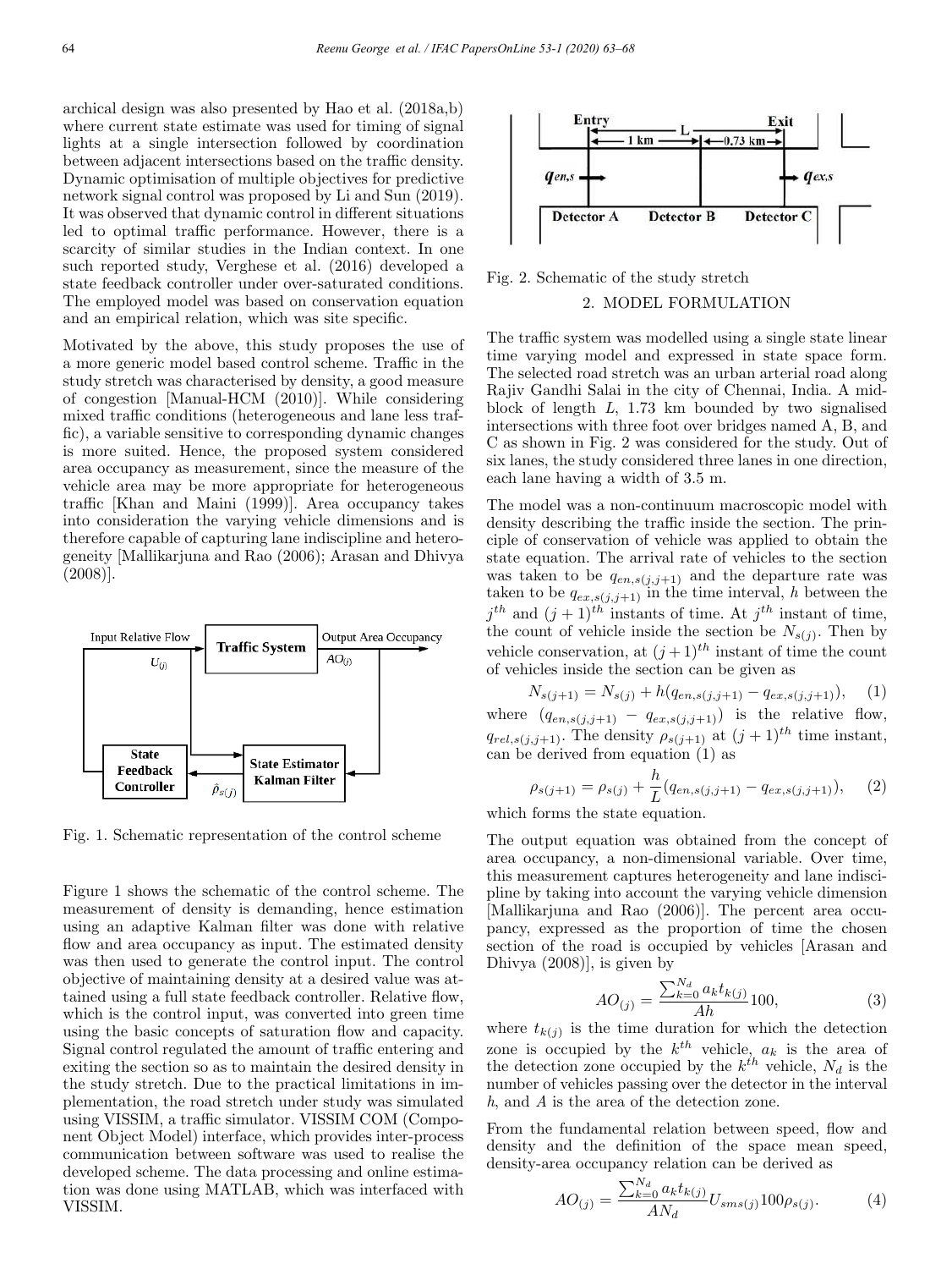archical design was also presented by Hao et al. (2018a,b) where current state estimate was used for timing of signal lights at a single intersection followed by coordination between adjacent intersections based on the traffic density. Dynamic optimisation of multiple objectives for predictive network signal control was proposed by Li and Sun (2019). It was observed that dynamic control in different situations led to optimal traffic performance. However, there is a scarcity of similar studies in the Indian context. In one such reported study, Verghese et al. (2016) developed a state feedback controller under over-saturated conditions. The employed model was based on conservation equation and an empirical relation, which was site specific.

Motivated by the above, this study proposes the use of a more generic model based control scheme. Traffic in the study stretch was characterised by density, a good measure of congestion [Manual-HCM (2010)]. While considering mixed traffic conditions (heterogeneous and lane less traffic), a variable sensitive to corresponding dynamic changes is more suited. Hence, the proposed system considered area occupancy as measurement, since the measure of the vehicle area may be more appropriate for heterogeneous traffic [Khan and Maini (1999)]. Area occupancy takes into consideration the varying vehicle dimensions and is therefore capable of capturing lane indiscipline and heterogeneity [Mallikarjuna and Rao (2006); Arasan and Dhivya (2008)].

Fig. 1. Schematic representation of the control scheme

Figure 1 shows the schematic of the control scheme. The measurement of density is demanding, hence estimation using an adaptive Kalman filter was done with relative flow and area occupancy as input. The estimated density was then used to generate the control input. The control objective of maintaining density at a desired value was attained using a full state feedback controller. Relative flow, which is the control input, was converted into green time using the basic concepts of saturation flow and capacity. Signal control regulated the amount of traffic entering and exiting the section so as to maintain the desired density in the study stretch. Due to the practical limitations in implementation, the road stretch under study was simulated using VISSIM, a traffic simulator. VISSIM COM (Component Object Model) interface, which provides inter-process communication between software was used to realise the developed scheme. The data processing and online estimation was done using MATLAB, which was interfaced with VISSIM.

Fig. 2. Schematic of the study stretch

## 2. MODEL FORMULATION

The traffic system was modelled using a single state linear time varying model and expressed in state space form. The selected road stretch was an urban arterial road along Rajiv Gandhi Salai in the city of Chennai, India. A midblock of length $L$, 1.73 km bounded by two signalised intersections with three foot over bridges named A, B, and C as shown in Fig. 2 was considered for the study. Out of six lanes, the study considered three lanes in one direction, each lane having a width of 3.5 m.

The model was a non-continuum macroscopic model with density describing the traffic inside the section. The principle of conservation of vehicle was applied to obtain the state equation. The arrival rate of vehicles to the section was taken to be $q_{en,s(j,j+1)}$ and the departure rate was taken to be $q_{ex,s(j,j+1)}$ in the time interval, $h$ between the $j^{th}$ and $(j+1)^{th}$ instants of time. At $j^{th}$ instant of time, the count of vehicle inside the section be $N_{s(j)}$. Then by vehicle conservation, at $(j+1)^{th}$ instant of time the count of vehicles inside the section can be given as

$$N_{s(j+1)} = N_{s(j)} + h(q_{en,s(j,j+1)} - q_{ex,s(j,j+1)}), \quad (1)$$

where $(q_{en,s(j,j+1)} - q_{ex,s(j,j+1)})$ is the relative flow, $q_{rel,s(j,j+1)}$. The density $\rho_{s(j+1)}$ at $(j+1)^{th}$ time instant, can be derived from equation (1) as

$$\rho_{s(j+1)} = \rho_{s(j)} + \frac{h}{L}(q_{en,s(j,j+1)} - q_{ex,s(j,j+1)}), \quad (2)$$

which forms the state equation.

The output equation was obtained from the concept of area occupancy, a non-dimensional variable. Over time, this measurement captures heterogeneity and lane indiscipline by taking into account the varying vehicle dimension [Mallikarjuna and Rao (2006)]. The percent area occupancy, expressed as the proportion of time the chosen section of the road is occupied by vehicles [Arasan and Dhivya (2008)], is given by

$$AO_{(j)} = \frac{\sum_{k=0}^{N_d} a_k t_{k(j)}}{Ah} 100, \quad (3)$$

where $t_{k(j)}$ is the time duration for which the detection zone is occupied by the $k^{th}$ vehicle, $a_k$ is the area of the detection zone occupied by the $k^{th}$ vehicle, $N_d$ is the number of vehicles passing over the detector in the interval $h$, and $A$ is the area of the detection zone.

From the fundamental relation between speed, flow and density and the definition of the space mean speed, density-area occupancy relation can be derived as

$$AO_{(j)} = \frac{\sum_{k=0}^{N_d} a_k t_{k(j)}}{AN_d} U_{sms(j)} 100 \rho_{s(j)}. \quad (4)$$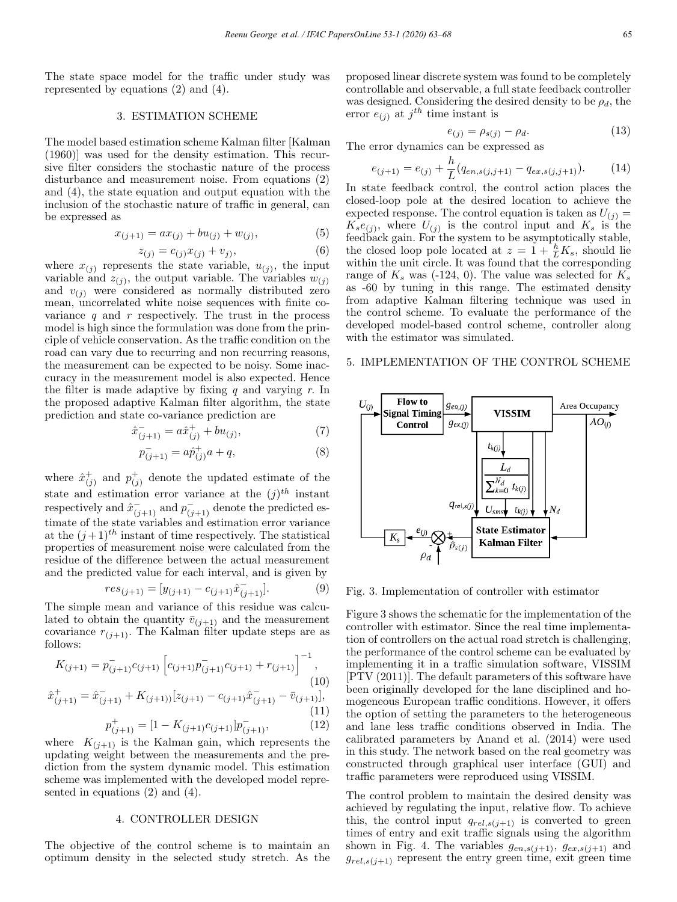The state space model for the traffic under study was represented by equations (2) and (4).

## 3. ESTIMATION SCHEME

The model based estimation scheme Kalman filter [Kalman (1960)] was used for the density estimation. This recursive filter considers the stochastic nature of the process disturbance and measurement noise. From equations (2) and (4), the state equation and output equation with the inclusion of the stochastic nature of traffic in general, can be expressed as

$$x_{(j+1)} = ax_{(j)} + bu_{(j)} + w_{(j)}, \tag{5}$$

$$z_{(j)} = c_{(j)}x_{(j)} + v_{(j)}, \tag{6}$$

where $x_{(j)}$ represents the state variable, $u_{(j)}$, the input variable and $z_{(j)}$, the output variable. The variables $w_{(j)}$ and $v_{(j)}$ were considered as normally distributed zero mean, uncorrelated white noise sequences with finite covariance $q$ and $r$ respectively. The trust in the process model is high since the formulation was done from the principle of vehicle conservation. As the traffic condition on the road can vary due to recurring and non recurring reasons, the measurement can be expected to be noisy. Some inaccuracy in the measurement model is also expected. Hence the filter is made adaptive by fixing $q$ and varying $r$. In the proposed adaptive Kalman filter algorithm, the state prediction and state co-variance prediction are

$$\hat{x}^-_{(j+1)} = a\hat{x}^+_{(j)} + bu_{(j)}, \tag{7}$$

$$p^-_{(j+1)} = a\hat{p}^+_{(j)}a + q, \tag{8}$$

where $\hat{x}^+_{(j)}$ and $p^+_{(j)}$ denote the updated estimate of the state and estimation error variance at the $(j)^{th}$ instant respectively and $\hat{x}^-_{(j+1)}$ and $p^-_{(j+1)}$ denote the predicted estimate of the state variables and estimation error variance at the $(j+1)^{th}$ instant of time respectively. The statistical properties of measurement noise were calculated from the residue of the difference between the actual measurement and the predicted value for each interval, and is given by

$$res_{(j+1)} = [y_{(j+1)} - c_{(j+1)}\hat{x}^-_{(j+1)}]. \tag{9}$$

The simple mean and variance of this residue was calculated to obtain the quantity $\bar{v}_{(j+1)}$ and the measurement covariance $r_{(j+1)}$. The Kalman filter update steps are as follows:

$$K_{(j+1)} = p^-_{(j+1)}c_{(j+1)}\left[c_{(j+1)}p^-_{(j+1)}c_{(j+1)} + r_{(j+1)}\right]^{-1}, \tag{10}$$

$$\hat{x}^+_{(j+1)} = \hat{x}^-_{(j+1)} + K_{(j+1))}[z_{(j+1)} - c_{(j+1)}\hat{x}^-_{(j+1)} - \bar{v}_{(j+1)}], \tag{11}$$

$$p^+_{(j+1)} = [1 - K_{(j+1)}c_{(j+1)}]p^-_{(j+1)}, \tag{12}$$

where $K_{(j+1)}$ is the Kalman gain, which represents the updating weight between the measurements and the prediction from the system dynamic model. This estimation scheme was implemented with the developed model represented in equations (2) and (4).

## 4. CONTROLLER DESIGN

The objective of the control scheme is to maintain an optimum density in the selected study stretch. As the proposed linear discrete system was found to be completely controllable and observable, a full state feedback controller was designed. Considering the desired density to be $\rho_d$, the error $e_{(j)}$ at $j^{th}$ time instant is

$$e_{(j)} = \rho_{s(j)} - \rho_d. \tag{13}$$

The error dynamics can be expressed as

$$e_{(j+1)} = e_{(j)} + \frac{h}{L}(q_{en,s(j,j+1)} - q_{ex,s(j,j+1)}). \tag{14}$$

In state feedback control, the control action places the closed-loop pole at the desired location to achieve the expected response. The control equation is taken as $U_{(j)} = K_s e_{(j)}$, where $U_{(j)}$ is the control input and $K_s$ is the feedback gain. For the system to be asymptotically stable, the closed loop pole located at $z = 1 + \frac{h}{L}K_s$, should lie within the unit circle. It was found that the corresponding range of $K_s$ was (-124, 0). The value was selected for $K_s$ as -60 by tuning in this range. The estimated density from adaptive Kalman filtering technique was used in the control scheme. To evaluate the performance of the developed model-based control scheme, controller along with the estimator was simulated.

## 5. IMPLEMENTATION OF THE CONTROL SCHEME

Fig. 3. Implementation of controller with estimator

Figure 3 shows the schematic for the implementation of the controller with estimator. Since the real time implementation of controllers on the actual road stretch is challenging, the performance of the control scheme can be evaluated by implementing it in a traffic simulation software, VISSIM [PTV (2011)]. The default parameters of this software have been originally developed for the lane disciplined and homogeneous European traffic conditions. However, it offers the option of setting the parameters to the heterogeneous and lane less traffic conditions observed in India. The calibrated parameters by Anand et al. (2014) were used in this study. The network based on the real geometry was constructed through graphical user interface (GUI) and traffic parameters were reproduced using VISSIM.

The control problem to maintain the desired density was achieved by regulating the input, relative flow. To achieve this, the control input $q_{rel,s(j+1)}$ is converted to green times of entry and exit traffic signals using the algorithm shown in Fig. 4. The variables $g_{en,s(j+1)}$, $g_{ex,s(j+1)}$ and $g_{rel,s(j+1)}$ represent the entry green time, exit green time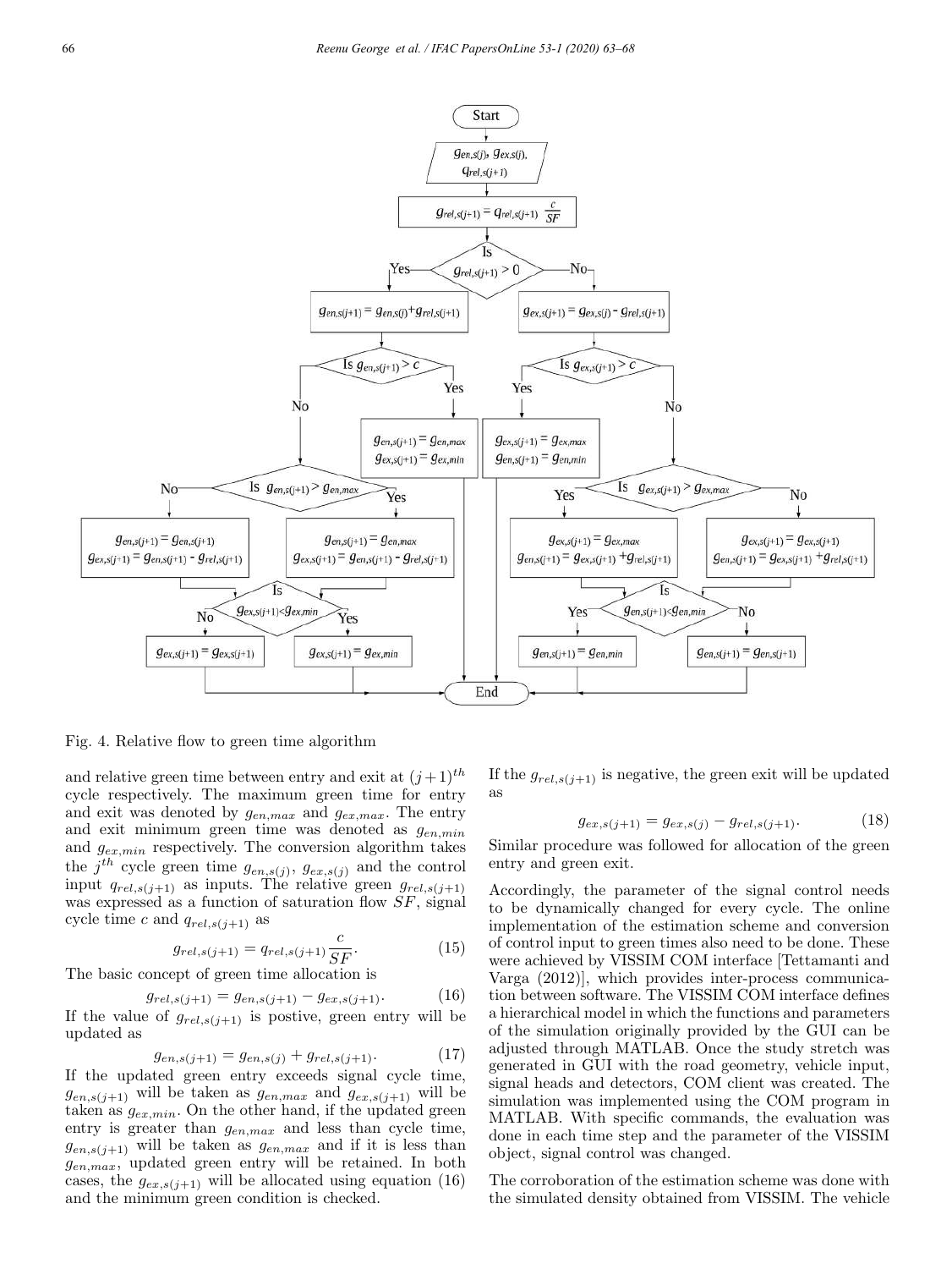Fig. 4. Relative flow to green time algorithm

and relative green time between entry and exit at $(j+1)^{th}$ cycle respectively. The maximum green time for entry and exit was denoted by $g_{en,max}$ and $g_{ex,max}$. The entry and exit minimum green time was denoted as $g_{en,min}$ and $g_{ex,min}$ respectively. The conversion algorithm takes the $j^{th}$ cycle green time $g_{en,s(j)}$, $g_{ex,s(j)}$ and the control input $q_{rel,s(j+1)}$ as inputs. The relative green $g_{rel,s(j+1)}$ was expressed as a function of saturation flow $SF$, signal cycle time $c$ and $q_{rel,s(j+1)}$ as

$$g_{rel,s(j+1)} = q_{rel,s(j+1)} \frac{c}{SF}. \tag{15}$$

The basic concept of green time allocation is

$$g_{rel,s(j+1)} = g_{en,s(j+1)} - g_{ex,s(j+1)}. \tag{16}$$

If the value of $g_{rel,s(j+1)}$ is postive, green entry will be updated as

$$g_{en,s(j+1)} = g_{en,s(j)} + g_{rel,s(j+1)}. \tag{17}$$

If the updated green entry exceeds signal cycle time, $g_{en,s(j+1)}$ will be taken as $g_{en,max}$ and $g_{ex,s(j+1)}$ will be taken as $g_{ex,min}$. On the other hand, if the updated green entry is greater than $g_{en,max}$ and less than cycle time, $g_{en,s(j+1)}$ will be taken as $g_{en,max}$ and if it is less than $g_{en,max}$, updated green entry will be retained. In both cases, the $g_{ex,s(j+1)}$ will be allocated using equation (16) and the minimum green condition is checked.

If the $g_{rel,s(j+1)}$ is negative, the green exit will be updated as

$$g_{ex,s(j+1)} = g_{ex,s(j)} - g_{rel,s(j+1)}. \tag{18}$$

Similar procedure was followed for allocation of the green entry and green exit.

Accordingly, the parameter of the signal control needs to be dynamically changed for every cycle. The online implementation of the estimation scheme and conversion of control input to green times also need to be done. These were achieved by VISSIM COM interface [Tettamanti and Varga (2012)], which provides inter-process communication between software. The VISSIM COM interface defines a hierarchical model in which the functions and parameters of the simulation originally provided by the GUI can be adjusted through MATLAB. Once the study stretch was generated in GUI with the road geometry, vehicle input, signal heads and detectors, COM client was created. The simulation was implemented using the COM program in MATLAB. With specific commands, the evaluation was done in each time step and the parameter of the VISSIM object, signal control was changed.

The corroboration of the estimation scheme was done with the simulated density obtained from VISSIM. The vehicle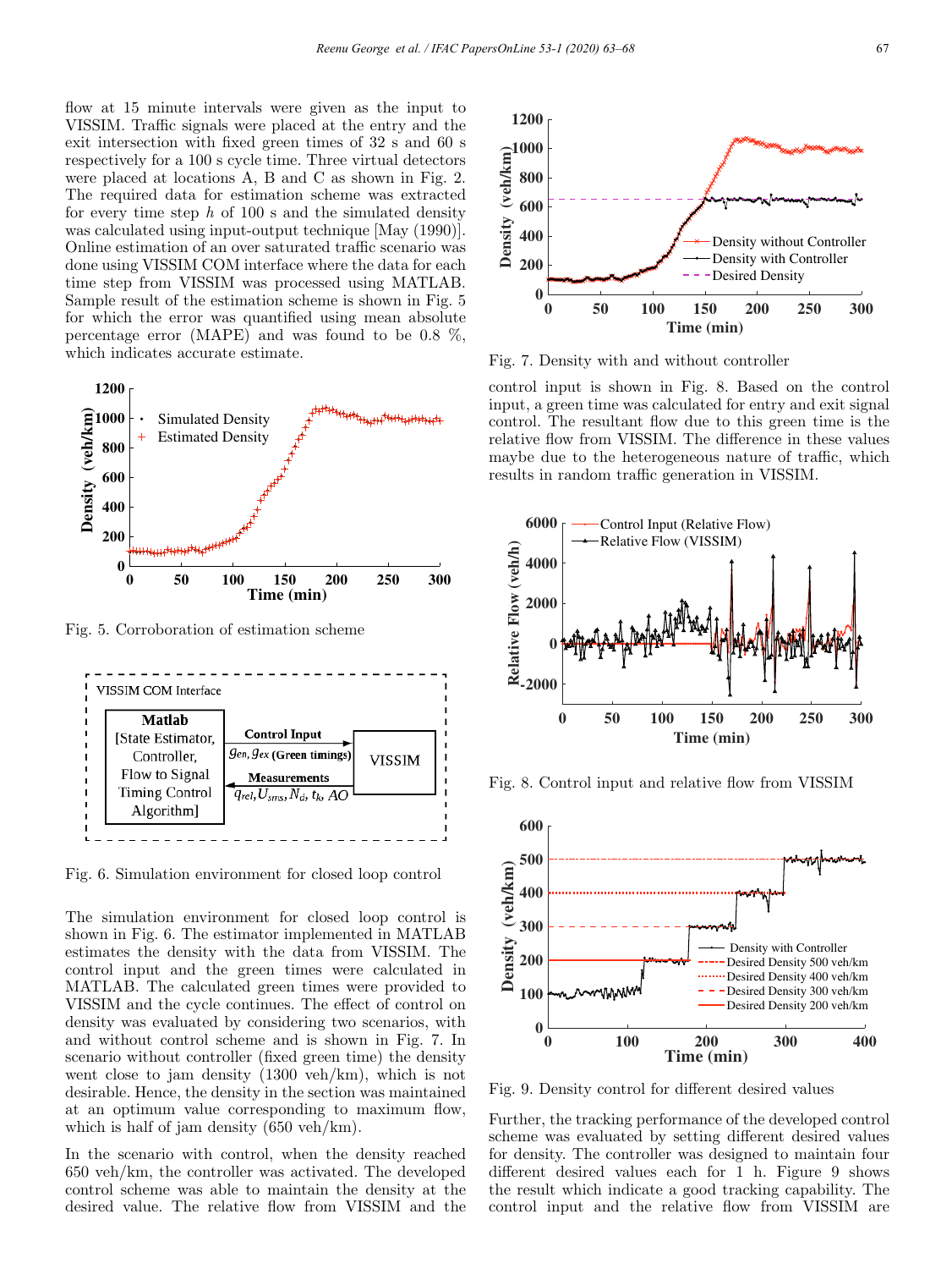flow at 15 minute intervals were given as the input to VISSIM. Traffic signals were placed at the entry and the exit intersection with fixed green times of 32 s and 60 s respectively for a 100 s cycle time. Three virtual detectors were placed at locations A, B and C as shown in Fig. 2. The required data for estimation scheme was extracted for every time step $h$ of 100 s and the simulated density was calculated using input-output technique [May (1990)]. Online estimation of an over saturated traffic scenario was done using VISSIM COM interface where the data for each time step from VISSIM was processed using MATLAB. Sample result of the estimation scheme is shown in Fig. 5 for which the error was quantified using mean absolute percentage error (MAPE) and was found to be 0.8 %, which indicates accurate estimate.

Fig. 5. Corroboration of estimation scheme

Fig. 6. Simulation environment for closed loop control

The simulation environment for closed loop control is shown in Fig. 6. The estimator implemented in MATLAB estimates the density with the data from VISSIM. The control input and the green times are calculated in MATLAB. The calculated green times were provided to VISSIM and the cycle continues. The effect of control on density was evaluated by considering two scenarios, with and without control scheme and is shown in Fig. 7. In scenario without controller (fixed green time) the density went close to jam density (1300 veh/km), which is not desirable. Hence, the density in the section was maintained at an optimum value corresponding to maximum flow, which is half of jam density (650 veh/km).

In the scenario with control, when the density reached 650 veh/km, the controller was activated. The developed control scheme was able to maintain the density at the desired value. The relative flow from VISSIM and the control input is shown in Fig. 8. Based on the control input, a green time was calculated for entry and exit signal control. The resultant flow due to this green time is the relative flow from VISSIM. The difference in these values maybe due to the heterogeneous nature of traffic, which results in random traffic generation in VISSIM.

Fig. 7. Density with and without controller

Fig. 8. Control input and relative flow from VISSIM

Fig. 9. Density control for different desired values

Further, the tracking performance of the developed control scheme was evaluated by setting different desired values for density. The controller was designed to maintain four different desired values each for 1 h. Figure 9 shows the result which indicate a good tracking capability. The control input and the relative flow from VISSIM are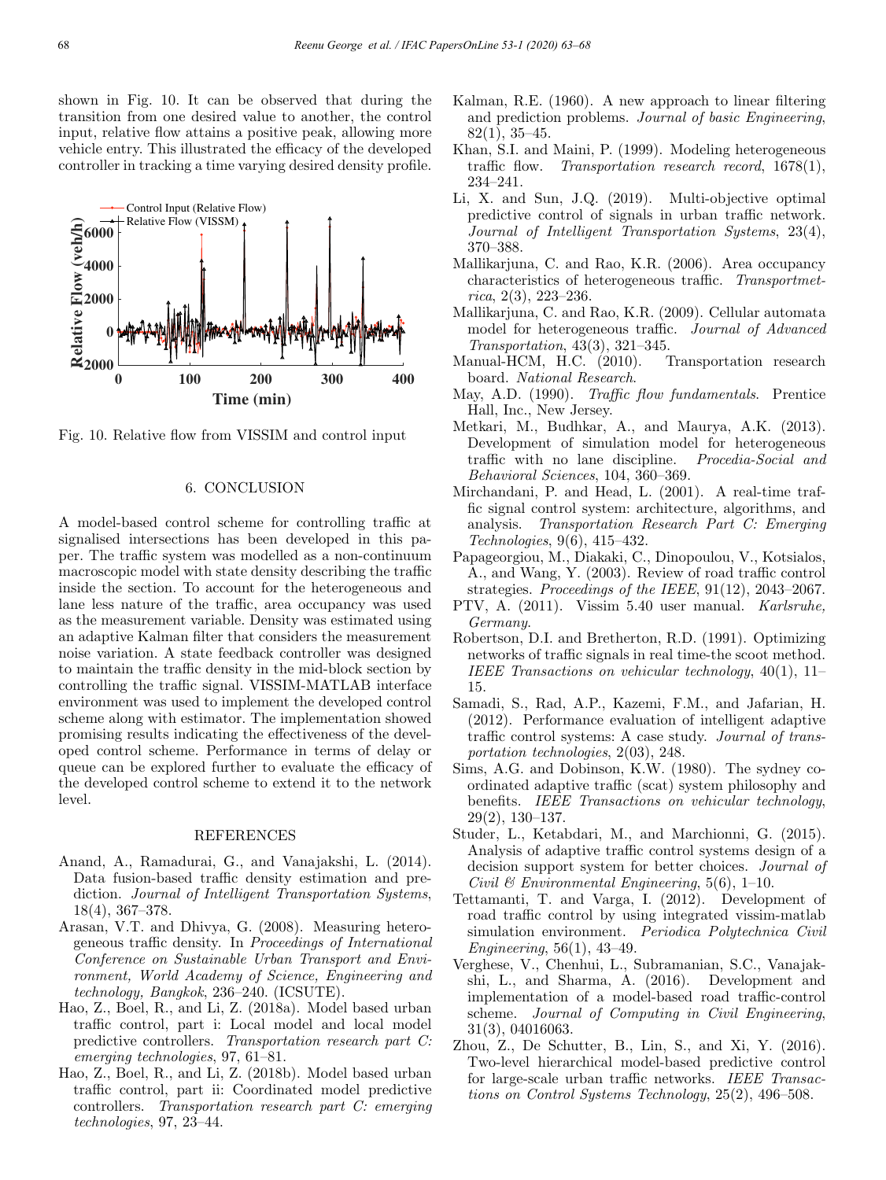shown in Fig. 10. It can be observed that during the transition from one desired value to another, the control input, relative flow attains a positive peak, allowing more vehicle entry. This illustrated the efficacy of the developed controller in tracking a time varying desired density profile.

Control Input (Relative Flow)
Relative Flow (VISSM)
Relative Flow (veh/h)
6000
4000
2000
0
-2000
0
100
200
300
400
Time (min)

Fig. 10. Relative flow from VISSIM and control input

## 6. CONCLUSION

A model-based control scheme for controlling traffic at signalised intersections has been developed in this paper. The traffic system was modelled as a non-continuum macroscopic model with state density describing the traffic inside the section. To account for the heterogeneous and lane less nature of the traffic, area occupancy was used as the measurement variable. Density was estimated using an adaptive Kalman filter that considers the measurement noise variation. A state feedback controller was designed to maintain the traffic density in the mid-block section by controlling the traffic signal. VISSIM-MATLAB interface environment was used to implement the developed control scheme along with estimator. The implementation showed promising results indicating the effectiveness of the developed control scheme. Performance in terms of delay or queue can be explored further to evaluate the efficacy of the developed control scheme to extend it to the network level.

## REFERENCES

Anand, A., Ramadurai, G., and Vanajakshi, L. (2014). Data fusion-based traffic density estimation and prediction. *Journal of Intelligent Transportation Systems*, 18(4), 367–378.

Arasan, V.T. and Dhivya, G. (2008). Measuring heterogeneous traffic density. In *Proceedings of International Conference on Sustainable Urban Transport and Environment, World Academy of Science, Engineering and technology, Bangkok*, 236–240. (ICSUTE).

Hao, Z., Boel, R., and Li, Z. (2018a). Model based urban traffic control, part i: Local model and local model predictive controllers. *Transportation research part C: emerging technologies*, 97, 61–81.

Hao, Z., Boel, R., and Li, Z. (2018b). Model based urban traffic control, part ii: Coordinated model predictive controllers. *Transportation research part C: emerging technologies*, 97, 23–44.

Kalman, R.E. (1960). A new approach to linear filtering and prediction problems. *Journal of basic Engineering*, 82(1), 35–45.

Khan, S.I. and Maini, P. (1999). Modeling heterogeneous traffic flow. *Transportation research record*, 1678(1), 234–241.

Li, X. and Sun, J.Q. (2019). Multi-objective optimal predictive control of signals in urban traffic network. *Journal of Intelligent Transportation Systems*, 23(4), 370–388.

Mallikarjuna, C. and Rao, K.R. (2006). Area occupancy characteristics of heterogeneous traffic. *Transportmetrica*, 2(3), 223–236.

Mallikarjuna, C. and Rao, K.R. (2009). Cellular automata model for heterogeneous traffic. *Journal of Advanced Transportation*, 43(3), 321–345.

Manual-HCM, H.C. (2010). Transportation research board. *National Research*.

May, A.D. (1990). *Traffic flow fundamentals*. Prentice Hall, Inc., New Jersey.

Metkari, M., Budhkar, A., and Maurya, A.K. (2013). Development of simulation model for heterogeneous traffic with no lane discipline. *Procedia-Social and Behavioral Sciences*, 104, 360–369.

Mirchandani, P. and Head, L. (2001). A real-time traffic signal control system: architecture, algorithms, and analysis. *Transportation Research Part C: Emerging Technologies*, 9(6), 415–432.

Papageorgiou, M., Diakaki, C., Dinopoulou, V., Kotsialos, A., and Wang, Y. (2003). Review of road traffic control strategies. *Proceedings of the IEEE*, 91(12), 2043–2067.

PTV, A. (2011). Vissim 5.40 user manual. *Karlsruhe, Germany*.

Robertson, D.I. and Bretherton, R.D. (1991). Optimizing networks of traffic signals in real time-the scoot method. *IEEE Transactions on vehicular technology*, 40(1), 11–15.

Samadi, S., Rad, A.P., Kazemi, F.M., and Jafarian, H. (2012). Performance evaluation of intelligent adaptive traffic control systems: A case study. *Journal of transportation technologies*, 2(03), 248.

Sims, A.G. and Dobinson, K.W. (1980). The sydney coordinated adaptive traffic (scat) system philosophy and benefits. *IEEE Transactions on vehicular technology*, 29(2), 130–137.

Studer, L., Ketabdari, M., and Marchionni, G. (2015). Analysis of adaptive traffic control systems design of a decision support system for better choices. *Journal of Civil & Environmental Engineering*, 5(6), 1–10.

Tettamanti, T. and Varga, I. (2012). Development of road traffic control by using integrated vissim-matlab simulation environment. *Periodica Polytechnica Civil Engineering*, 56(1), 43–49.

Verghese, V., Chenhui, L., Subramanian, S.C., Vanajakshi, L., and Sharma, A. (2016). Development and implementation of a model-based road traffic-control scheme. *Journal of Computing in Civil Engineering*, 31(3), 04016063.

Zhou, Z., De Schutter, B., Lin, S., and Xi, Y. (2016). Two-level hierarchical model-based predictive control for large-scale urban traffic networks. *IEEE Transactions on Control Systems Technology*, 25(2), 496–508.